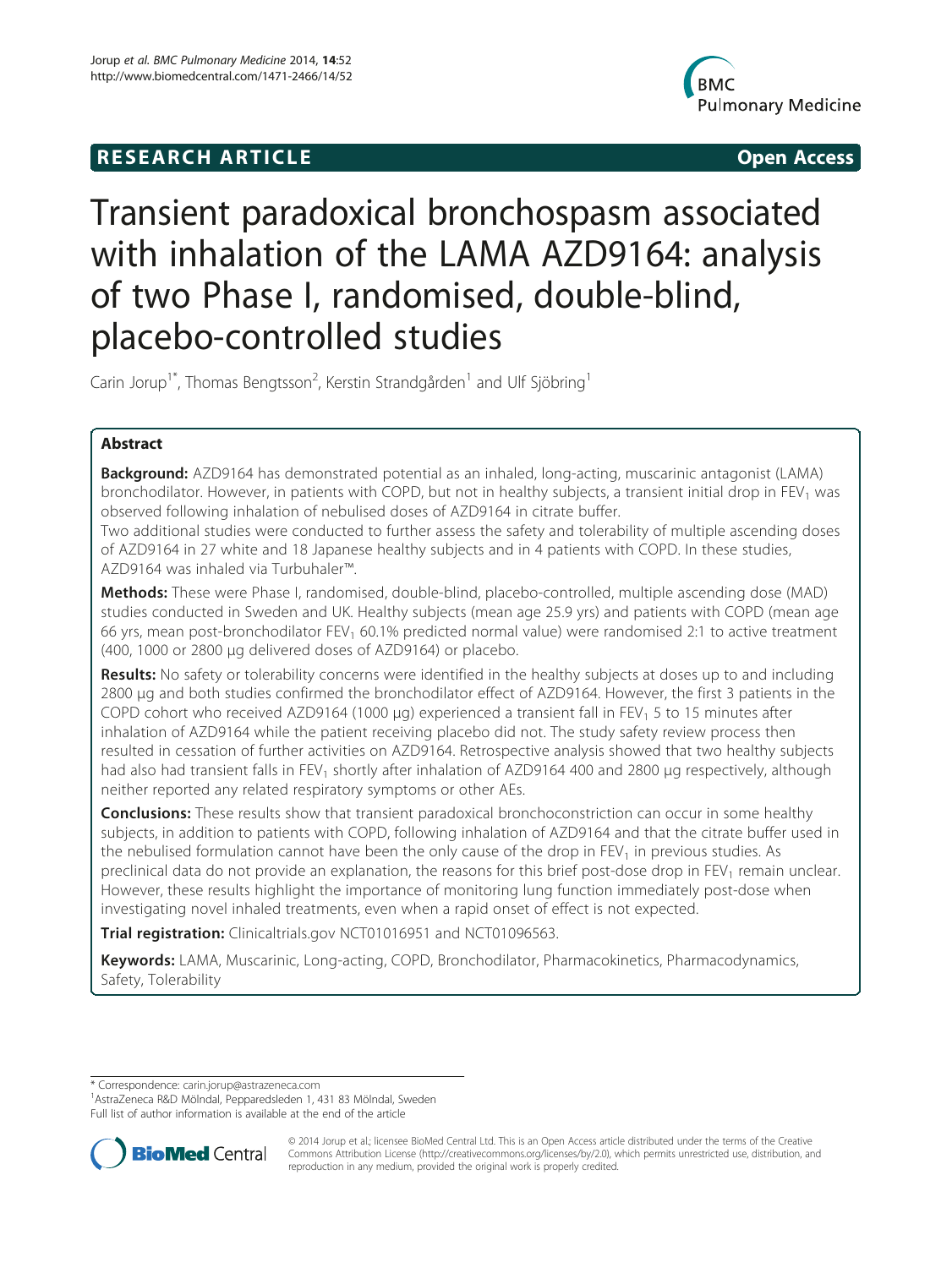RESEARCH ARTICLE

Open Access

# Transient paradoxical bronchospasm associated with inhalation of the LAMA AZD9164: analysis of two Phase I, randomised, double-blind, placebo-controlled studies

Carin Jorup[1*], Thomas Bengtsson[2], Kerstin Strandgården[1] and Ulf Sjöbring[1]

## Abstract

**Background:** AZD9164 has demonstrated potential as an inhaled, long-acting, muscarinic antagonist (LAMA) bronchodilator. However, in patients with COPD, but not in healthy subjects, a transient initial drop in $FEV_1$ was observed following inhalation of nebulised doses of AZD9164 in citrate buffer.

Two additional studies were conducted to further assess the safety and tolerability of multiple ascending doses of AZD9164 in 27 white and 18 Japanese healthy subjects and in 4 patients with COPD. In these studies, AZD9164 was inhaled via Turbuhaler™.

**Methods:** These were Phase I, randomised, double-blind, placebo-controlled, multiple ascending dose (MAD) studies conducted in Sweden and UK. Healthy subjects (mean age 25.9 yrs) and patients with COPD (mean age 66 yrs, mean post-bronchodilator $FEV_1$ 60.1% predicted normal value) were randomised 2:1 to active treatment (400, 1000 or 2800 μg delivered doses of AZD9164) or placebo.

**Results:** No safety or tolerability concerns were identified in the healthy subjects at doses up to and including 2800 μg and both studies confirmed the bronchodilator effect of AZD9164. However, the first 3 patients in the COPD cohort who received AZD9164 (1000 μg) experienced a transient fall in $FEV_1$ 5 to 15 minutes after inhalation of AZD9164 while the patient receiving placebo did not. The study safety review process then resulted in cessation of further activities on AZD9164. Retrospective analysis showed that two healthy subjects had also had transient falls in $FEV_1$ shortly after inhalation of AZD9164 400 and 2800 μg respectively, although neither reported any related respiratory symptoms or other AEs.

**Conclusions:** These results show that transient paradoxical bronchoconstriction can occur in some healthy subjects, in addition to patients with COPD, following inhalation of AZD9164 and that the citrate buffer used in the nebulised formulation cannot have been the only cause of the drop in $FEV_1$ in previous studies. As preclinical data do not provide an explanation, the reasons for this brief post-dose drop in $FEV_1$ remain unclear. However, these results highlight the importance of monitoring lung function immediately post-dose when investigating novel inhaled treatments, even when a rapid onset of effect is not expected.

**Trial registration:** Clinicaltrials.gov NCT01016951 and NCT01096563.

**Keywords:** LAMA, Muscarinic, Long-acting, COPD, Bronchodilator, Pharmacokinetics, Pharmacodynamics, Safety, Tolerability

\* Correspondence: carin.jorup@astrazeneca.com
[1]AstraZeneca R&D Mölndal, Pepparedsleden 1, 431 83 Mölndal, Sweden
Full list of author information is available at the end of the article

© 2014 Jorup et al.; licensee BioMed Central Ltd. This is an Open Access article distributed under the terms of the Creative Commons Attribution License (http://creativecommons.org/licenses/by/2.0), which permits unrestricted use, distribution, and reproduction in any medium, provided the original work is properly credited.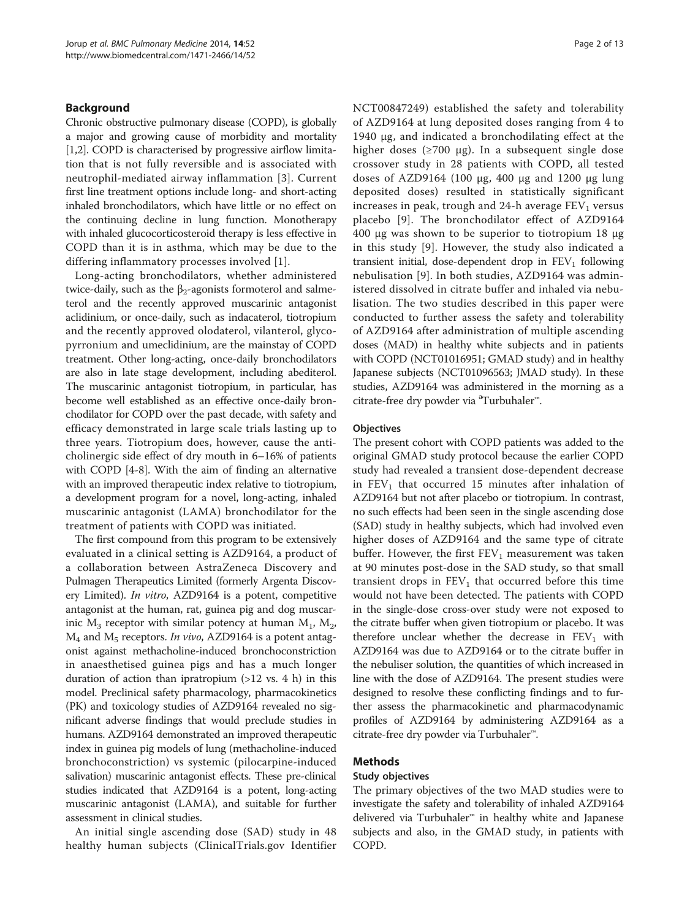## Background

Chronic obstructive pulmonary disease (COPD), is globally a major and growing cause of morbidity and mortality [1,2]. COPD is characterised by progressive airflow limitation that is not fully reversible and is associated with neutrophil-mediated airway inflammation [3]. Current first line treatment options include long- and short-acting inhaled bronchodilators, which have little or no effect on the continuing decline in lung function. Monotherapy with inhaled glucocorticosteroid therapy is less effective in COPD than it is in asthma, which may be due to the differing inflammatory processes involved [1].

Long-acting bronchodilators, whether administered twice-daily, such as the $\beta_2$-agonists formoterol and salmeterol and the recently approved muscarinic antagonist aclidinium, or once-daily, such as indacaterol, tiotropium and the recently approved olodaterol, vilanterol, glycopyrronium and umeclidinium, are the mainstay of COPD treatment. Other long-acting, once-daily bronchodilators are also in late stage development, including abediterol. The muscarinic antagonist tiotropium, in particular, has become well established as an effective once-daily bronchodilator for COPD over the past decade, with safety and efficacy demonstrated in large scale trials lasting up to three years. Tiotropium does, however, cause the anticholinergic side effect of dry mouth in 6–16% of patients with COPD [4-8]. With the aim of finding an alternative with an improved therapeutic index relative to tiotropium, a development program for a novel, long-acting, inhaled muscarinic antagonist (LAMA) bronchodilator for the treatment of patients with COPD was initiated.

The first compound from this program to be extensively evaluated in a clinical setting is AZD9164, a product of a collaboration between AstraZeneca Discovery and Pulmagen Therapeutics Limited (formerly Argenta Discovery Limited). *In vitro*, AZD9164 is a potent, competitive antagonist at the human, rat, guinea pig and dog muscarinic $M_3$ receptor with similar potency at human $M_1$, $M_2$, $M_4$ and $M_5$ receptors. *In vivo*, AZD9164 is a potent antagonist against methacholine-induced bronchoconstriction in anaesthetised guinea pigs and has a much longer duration of action than ipratropium (>12 vs. 4 h) in this model. Preclinical safety pharmacology, pharmacokinetics (PK) and toxicology studies of AZD9164 revealed no significant adverse findings that would preclude studies in humans. AZD9164 demonstrated an improved therapeutic index in guinea pig models of lung (methacholine-induced bronchoconstriction) vs systemic (pilocarpine-induced salivation) muscarinic antagonist effects. These pre-clinical studies indicated that AZD9164 is a potent, long-acting muscarinic antagonist (LAMA), and suitable for further assessment in clinical studies.

An initial single ascending dose (SAD) study in 48 healthy human subjects (ClinicalTrials.gov Identifier NCT00847249) established the safety and tolerability of AZD9164 at lung deposited doses ranging from 4 to 1940 μg, and indicated a bronchodilating effect at the higher doses (≥700 μg). In a subsequent single dose crossover study in 28 patients with COPD, all tested doses of AZD9164 (100 μg, 400 μg and 1200 μg lung deposited doses) resulted in statistically significant increases in peak, trough and 24-h average $FEV_1$ versus placebo [9]. The bronchodilator effect of AZD9164 400 μg was shown to be superior to tiotropium 18 μg in this study [9]. However, the study also indicated a transient initial, dose-dependent drop in $FEV_1$ following nebulisation [9]. In both studies, AZD9164 was administered dissolved in citrate buffer and inhaled via nebulisation. The two studies described in this paper were conducted to further assess the safety and tolerability of AZD9164 after administration of multiple ascending doses (MAD) in healthy white subjects and in patients with COPD (NCT01016951; GMAD study) and in healthy Japanese subjects (NCT01096563; JMAD study). In these studies, AZD9164 was administered in the morning as a citrate-free dry powder via [a]Turbuhaler™.

### Objectives

The present cohort with COPD patients was added to the original GMAD study protocol because the earlier COPD study had revealed a transient dose-dependent decrease in $FEV_1$ that occurred 15 minutes after inhalation of AZD9164 but not after placebo or tiotropium. In contrast, no such effects had been seen in the single ascending dose (SAD) study in healthy subjects, which had involved even higher doses of AZD9164 and the same type of citrate buffer. However, the first $FEV_1$ measurement was taken at 90 minutes post-dose in the SAD study, so that small transient drops in $FEV_1$ that occurred before this time would not have been detected. The patients with COPD in the single-dose cross-over study were not exposed to the citrate buffer when given tiotropium or placebo. It was therefore unclear whether the decrease in $FEV_1$ with AZD9164 was due to AZD9164 or to the citrate buffer in the nebuliser solution, the quantities of which increased in line with the dose of AZD9164. The present studies were designed to resolve these conflicting findings and to further assess the pharmacokinetic and pharmacodynamic profiles of AZD9164 by administering AZD9164 as a citrate-free dry powder via Turbuhaler™.

## Methods

### Study objectives

The primary objectives of the two MAD studies were to investigate the safety and tolerability of inhaled AZD9164 delivered via Turbuhaler™ in healthy white and Japanese subjects and also, in the GMAD study, in patients with COPD.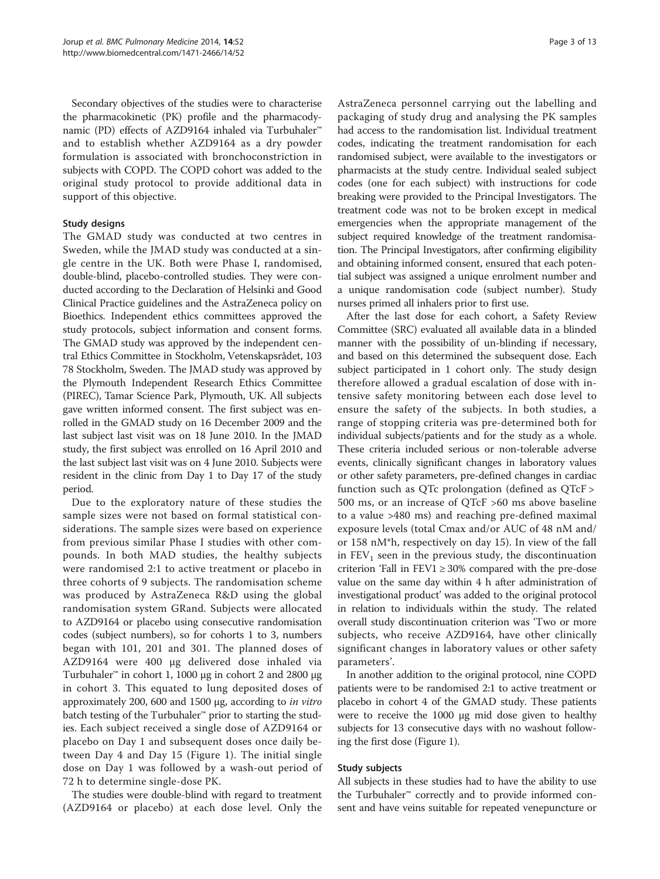Secondary objectives of the studies were to characterise the pharmacokinetic (PK) profile and the pharmacodynamic (PD) effects of AZD9164 inhaled via Turbuhaler™ and to establish whether AZD9164 as a dry powder formulation is associated with bronchoconstriction in subjects with COPD. The COPD cohort was added to the original study protocol to provide additional data in support of this objective.

### Study designs

The GMAD study was conducted at two centres in Sweden, while the JMAD study was conducted at a single centre in the UK. Both were Phase I, randomised, double-blind, placebo-controlled studies. They were conducted according to the Declaration of Helsinki and Good Clinical Practice guidelines and the AstraZeneca policy on Bioethics. Independent ethics committees approved the study protocols, subject information and consent forms. The GMAD study was approved by the independent central Ethics Committee in Stockholm, Vetenskapsrådet, 103 78 Stockholm, Sweden. The JMAD study was approved by the Plymouth Independent Research Ethics Committee (PIREC), Tamar Science Park, Plymouth, UK. All subjects gave written informed consent. The first subject was enrolled in the GMAD study on 16 December 2009 and the last subject last visit was on 18 June 2010. In the JMAD study, the first subject was enrolled on 16 April 2010 and the last subject last visit was on 4 June 2010. Subjects were resident in the clinic from Day 1 to Day 17 of the study period.

Due to the exploratory nature of these studies the sample sizes were not based on formal statistical considerations. The sample sizes were based on experience from previous similar Phase I studies with other compounds. In both MAD studies, the healthy subjects were randomised 2:1 to active treatment or placebo in three cohorts of 9 subjects. The randomisation scheme was produced by AstraZeneca R&D using the global randomisation system GRand. Subjects were allocated to AZD9164 or placebo using consecutive randomisation codes (subject numbers), so for cohorts 1 to 3, numbers began with 101, 201 and 301. The planned doses of AZD9164 were 400 μg delivered dose inhaled via Turbuhaler™ in cohort 1, 1000 μg in cohort 2 and 2800 μg in cohort 3. This equated to lung deposited doses of approximately 200, 600 and 1500 μg, according to *in vitro* batch testing of the Turbuhaler™ prior to starting the studies. Each subject received a single dose of AZD9164 or placebo on Day 1 and subsequent doses once daily between Day 4 and Day 15 (Figure 1). The initial single dose on Day 1 was followed by a wash-out period of 72 h to determine single-dose PK.

The studies were double-blind with regard to treatment (AZD9164 or placebo) at each dose level. Only the AstraZeneca personnel carrying out the labelling and packaging of study drug and analysing the PK samples had access to the randomisation list. Individual treatment codes, indicating the treatment randomisation for each randomised subject, were available to the investigators or pharmacists at the study centre. Individual sealed subject codes (one for each subject) with instructions for code breaking were provided to the Principal Investigators. The treatment code was not to be broken except in medical emergencies when the appropriate management of the subject required knowledge of the treatment randomisation. The Principal Investigators, after confirming eligibility and obtaining informed consent, ensured that each potential subject was assigned a unique enrolment number and a unique randomisation code (subject number). Study nurses primed all inhalers prior to first use.

After the last dose for each cohort, a Safety Review Committee (SRC) evaluated all available data in a blinded manner with the possibility of un-blinding if necessary, and based on this determined the subsequent dose. Each subject participated in 1 cohort only. The study design therefore allowed a gradual escalation of dose with intensive safety monitoring between each dose level to ensure the safety of the subjects. In both studies, a range of stopping criteria was pre-determined both for individual subjects/patients and for the study as a whole. These criteria included serious or non-tolerable adverse events, clinically significant changes in laboratory values or other safety parameters, pre-defined changes in cardiac function such as QTc prolongation (defined as QTcF > 500 ms, or an increase of QTcF >60 ms above baseline to a value >480 ms) and reaching pre-defined maximal exposure levels (total Cmax and/or AUC of 48 nM and/or 158 nM*h, respectively on day 15). In view of the fall in $FEV_1$ seen in the previous study, the discontinuation criterion 'Fall in FEV1 ≥ 30% compared with the pre-dose value on the same day within 4 h after administration of investigational product' was added to the original protocol in relation to individuals within the study. The related overall study discontinuation criterion was 'Two or more subjects, who receive AZD9164, have other clinically significant changes in laboratory values or other safety parameters'.

In another addition to the original protocol, nine COPD patients were to be randomised 2:1 to active treatment or placebo in cohort 4 of the GMAD study. These patients were to receive the 1000 μg mid dose given to healthy subjects for 13 consecutive days with no washout following the first dose (Figure 1).

### Study subjects

All subjects in these studies had to have the ability to use the Turbuhaler™ correctly and to provide informed consent and have veins suitable for repeated venepuncture or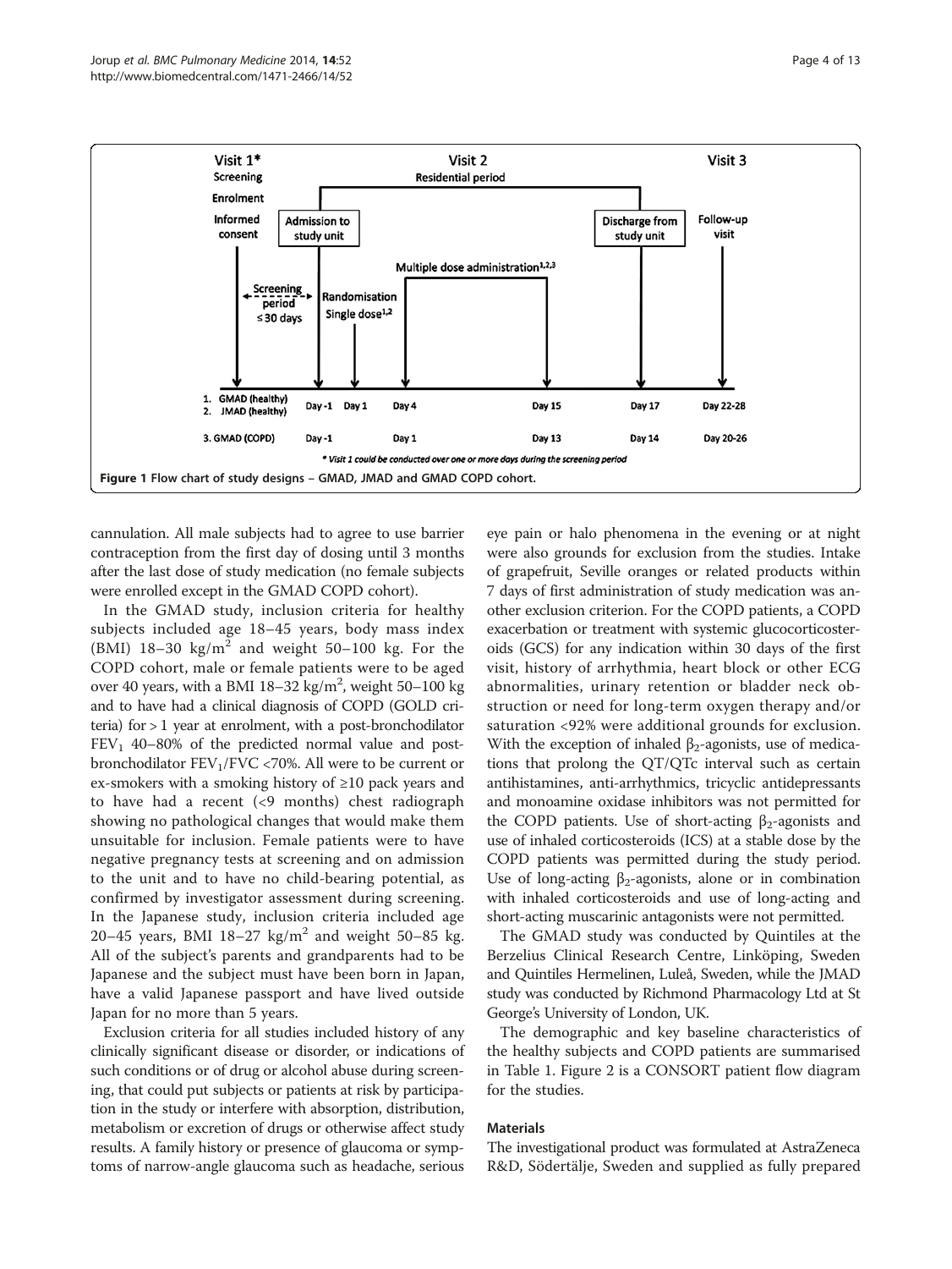Figure 1 Flow chart of study designs – GMAD, JMAD and GMAD COPD cohort.

cannulation. All male subjects had to agree to use barrier contraception from the first day of dosing until 3 months after the last dose of study medication (no female subjects were enrolled except in the GMAD COPD cohort).

In the GMAD study, inclusion criteria for healthy subjects included age 18–45 years, body mass index (BMI) 18–30 kg/m$^2$ and weight 50–100 kg. For the COPD cohort, male or female patients were to be aged over 40 years, with a BMI 18–32 kg/m$^2$, weight 50–100 kg and to have had a clinical diagnosis of COPD (GOLD criteria) for > 1 year at enrolment, with a post-bronchodilator $FEV_1$ 40–80% of the predicted normal value and post-bronchodilator $FEV_1$/FVC <70%. All were to be current or ex-smokers with a smoking history of ≥10 pack years and to have had a recent (<9 months) chest radiograph showing no pathological changes that would make them unsuitable for inclusion. Female patients were to have negative pregnancy tests at screening and on admission to the unit and to have no child-bearing potential, as confirmed by investigator assessment during screening. In the Japanese study, inclusion criteria included age 20–45 years, BMI 18–27 kg/m$^2$ and weight 50–85 kg. All of the subject's parents and grandparents had to be Japanese and the subject must have been born in Japan, have a valid Japanese passport and have lived outside Japan for no more than 5 years.

Exclusion criteria for all studies included history of any clinically significant disease or disorder, or indications of such conditions or of drug or alcohol abuse during screening, that could put subjects or patients at risk by participation in the study or interfere with absorption, distribution, metabolism or excretion of drugs or otherwise affect study results. A family history or presence of glaucoma or symptoms of narrow-angle glaucoma such as headache, serious eye pain or halo phenomena in the evening or at night were also grounds for exclusion from the studies. Intake of grapefruit, Seville oranges or related products within 7 days of first administration of study medication was another exclusion criterion. For the COPD patients, a COPD exacerbation or treatment with systemic glucocorticosteroids (GCS) for any indication within 30 days of the first visit, history of arrhythmia, heart block or other ECG abnormalities, urinary retention or bladder neck obstruction or need for long-term oxygen therapy and/or saturation <92% were additional grounds for exclusion. With the exception of inhaled $\beta_2$-agonists, use of medications that prolong the QT/QTc interval such as certain antihistamines, anti-arrhythmics, tricyclic antidepressants and monoamine oxidase inhibitors was not permitted for the COPD patients. Use of short-acting $\beta_2$-agonists and use of inhaled corticosteroids (ICS) at a stable dose by the COPD patients was permitted during the study period. Use of long-acting $\beta_2$-agonists, alone or in combination with inhaled corticosteroids and use of long-acting and short-acting muscarinic antagonists were not permitted.

The GMAD study was conducted by Quintiles at the Berzelius Clinical Research Centre, Linköping, Sweden and Quintiles Hermelinen, Luleå, Sweden, while the JMAD study was conducted by Richmond Pharmacology Ltd at St George's University of London, UK.

The demographic and key baseline characteristics of the healthy subjects and COPD patients are summarised in Table 1. Figure 2 is a CONSORT patient flow diagram for the studies.

### Materials

The investigational product was formulated at AstraZeneca R&D, Södertälje, Sweden and supplied as fully prepared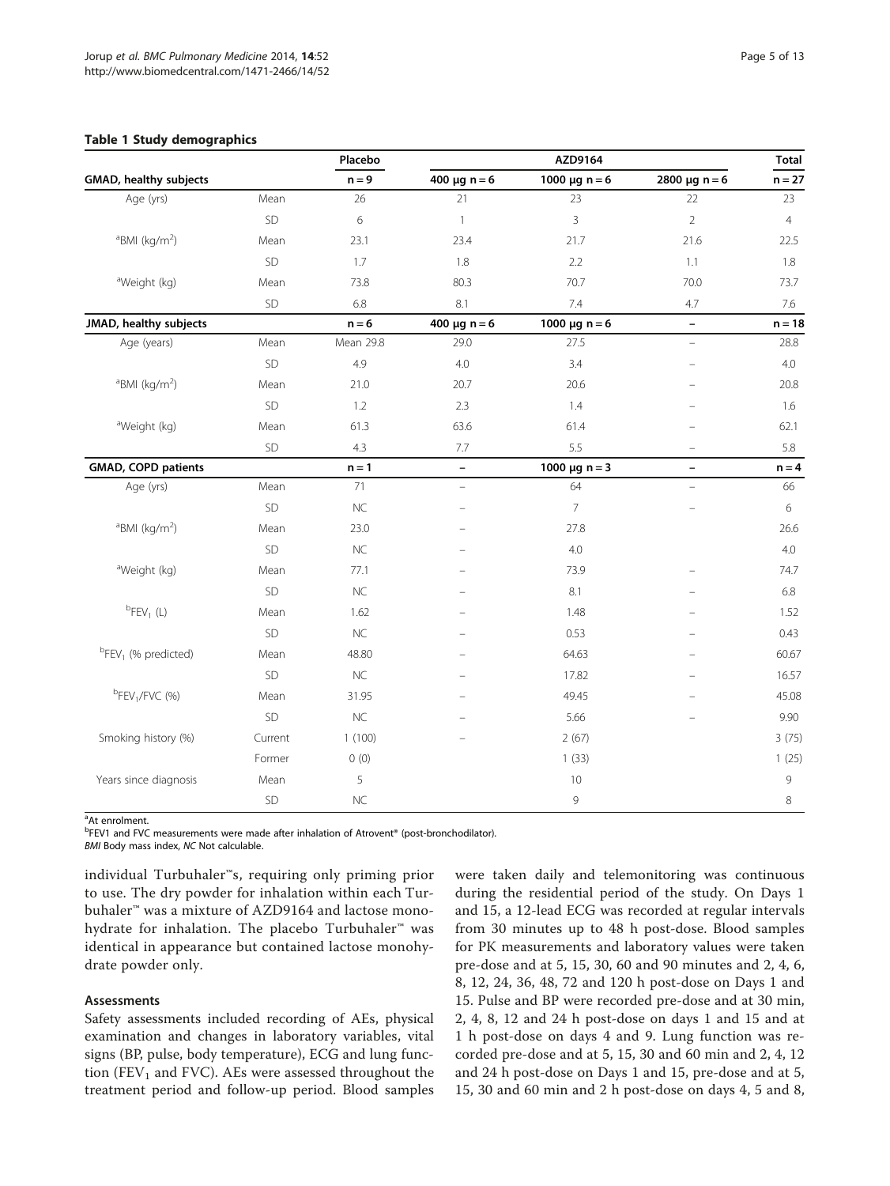**Table 1 Study demographics**

| | | Placebo | AZD9164 | | | Total |
|---|---|---|---|---|---|---|
| **GMAD, healthy subjects** | | n = 9 | 400 μg n = 6 | 1000 μg n = 6 | 2800 μg n = 6 | n = 27 |
| Age (yrs) | Mean | 26 | 21 | 23 | 22 | 23 |
| | SD | 6 | 1 | 3 | 2 | 4 |
| [a]BMI (kg/m$^2$) | Mean | 23.1 | 23.4 | 21.7 | 21.6 | 22.5 |
| | SD | 1.7 | 1.8 | 2.2 | 1.1 | 1.8 |
| [a]Weight (kg) | Mean | 73.8 | 80.3 | 70.7 | 70.0 | 73.7 |
| | SD | 6.8 | 8.1 | 7.4 | 4.7 | 7.6 |
| **JMAD, healthy subjects** | | n = 6 | 400 μg n = 6 | 1000 μg n = 6 | – | n = 18 |
| Age (years) | Mean | Mean 29.8 | 29.0 | 27.5 | – | 28.8 |
| | SD | 4.9 | 4.0 | 3.4 | – | 4.0 |
| [a]BMI (kg/m$^2$) | Mean | 21.0 | 20.7 | 20.6 | – | 20.8 |
| | SD | 1.2 | 2.3 | 1.4 | – | 1.6 |
| [a]Weight (kg) | Mean | 61.3 | 63.6 | 61.4 | – | 62.1 |
| | SD | 4.3 | 7.7 | 5.5 | – | 5.8 |
| **GMAD, COPD patients** | | n = 1 | – | 1000 μg n = 3 | – | n = 4 |
| Age (yrs) | Mean | 71 | – | 64 | – | 66 |
| | SD | NC | – | 7 | – | 6 |
| [a]BMI (kg/m$^2$) | Mean | 23.0 | – | 27.8 | – | 26.6 |
| | SD | NC | – | 4.0 | | 4.0 |
| [a]Weight (kg) | Mean | 77.1 | – | 73.9 | – | 74.7 |
| | SD | NC | – | 8.1 | – | 6.8 |
| [b]$FEV_1$ (L) | Mean | 1.62 | – | 1.48 | – | 1.52 |
| | SD | NC | – | 0.53 | – | 0.43 |
| [b]$FEV_1$ (% predicted) | Mean | 48.80 | – | 64.63 | – | 60.67 |
| | SD | NC | – | 17.82 | – | 16.57 |
| [b]$FEV_1$/FVC (%) | Mean | 31.95 | – | 49.45 | – | 45.08 |
| | SD | NC | – | 5.66 | – | 9.90 |
| Smoking history (%) | Current | 1 (100) | – | 2 (67) | | 3 (75) |
| | Former | 0 (0) | | 1 (33) | | 1 (25) |
| Years since diagnosis | Mean | 5 | | 10 | | 9 |
| | SD | NC | | 9 | | 8 |

[a]At enrolment.
[b]FEV1 and FVC measurements were made after inhalation of Atrovent® (post-bronchodilator).
*BMI* Body mass index, *NC* Not calculable.

individual Turbuhaler™s, requiring only priming prior to use. The dry powder for inhalation within each Turbuhaler™ was a mixture of AZD9164 and lactose monohydrate for inhalation. The placebo Turbuhaler™ was identical in appearance but contained lactose monohydrate powder only.

### Assessments

Safety assessments included recording of AEs, physical examination and changes in laboratory variables, vital signs (BP, pulse, body temperature), ECG and lung function ($FEV_1$ and FVC). AEs were assessed throughout the treatment period and follow-up period. Blood samples were taken daily and telemonitoring was continuous during the residential period of the study. On Days 1 and 15, a 12-lead ECG was recorded at regular intervals from 30 minutes up to 48 h post-dose. Blood samples for PK measurements and laboratory values were taken pre-dose and at 5, 15, 30, 60 and 90 minutes and 2, 4, 6, 8, 12, 24, 36, 48, 72 and 120 h post-dose on Days 1 and 15. Pulse and BP were recorded pre-dose and at 30 min, 2, 4, 8, 12 and 24 h post-dose on days 1 and 15 and at 1 h post-dose on days 4 and 9. Lung function was recorded pre-dose and at 5, 15, 30 and 60 min and 2, 4, 12 and 24 h post-dose on Days 1 and 15, pre-dose and at 5, 15, 30 and 60 min and 2 h post-dose on days 4, 5 and 8,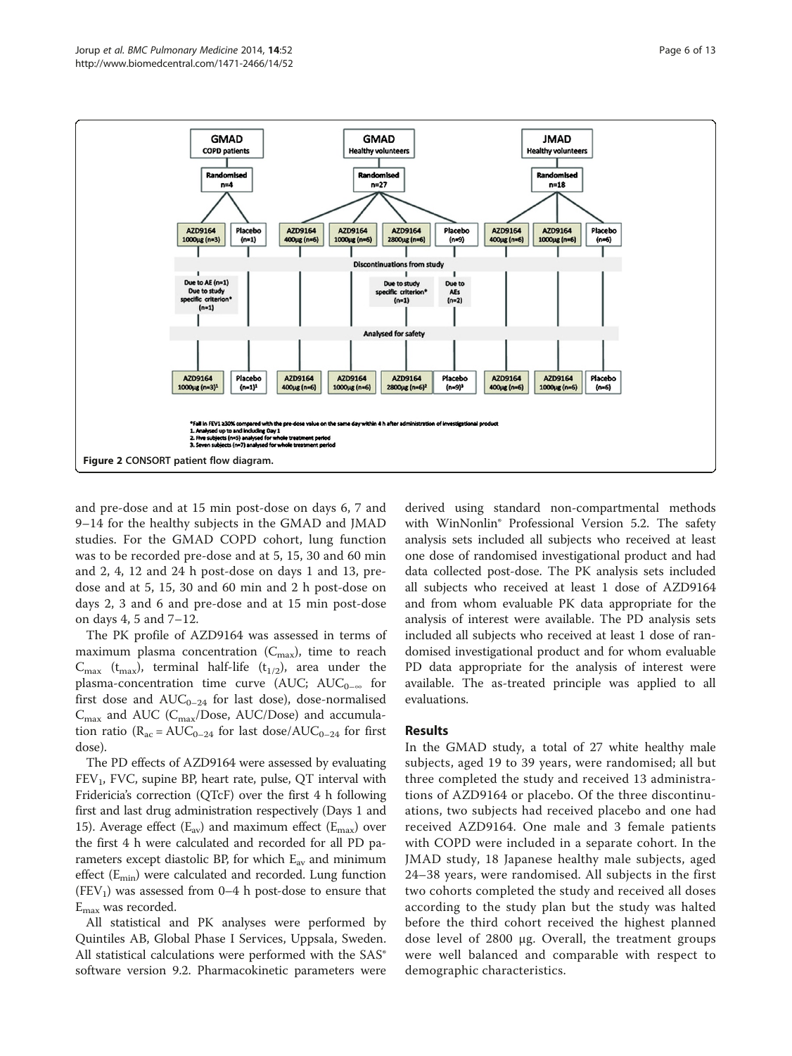Figure 2 CONSORT patient flow diagram.

and pre-dose and at 15 min post-dose on days 6, 7 and 9–14 for the healthy subjects in the GMAD and JMAD studies. For the GMAD COPD cohort, lung function was to be recorded pre-dose and at 5, 15, 30 and 60 min and 2, 4, 12 and 24 h post-dose on days 1 and 13, pre-dose and at 5, 15, 30 and 60 min and 2 h post-dose on days 2, 3 and 6 and pre-dose and at 15 min post-dose on days 4, 5 and 7–12.

The PK profile of AZD9164 was assessed in terms of maximum plasma concentration ($C_{max}$), time to reach $C_{max}$ ($t_{max}$), terminal half-life ($t_{1/2}$), area under the plasma-concentration time curve (AUC; $AUC_{0-\infty}$ for first dose and $AUC_{0-24}$ for last dose), dose-normalised $C_{max}$ and AUC ($C_{max}$/Dose, AUC/Dose) and accumulation ratio ($R_{ac} = AUC_{0-24}$ for last dose/$AUC_{0-24}$ for first dose).

The PD effects of AZD9164 were assessed by evaluating $FEV_1$, FVC, supine BP, heart rate, pulse, QT interval with Fridericia's correction (QTcF) over the first 4 h following first and last drug administration respectively (Days 1 and 15). Average effect ($E_{av}$) and maximum effect ($E_{max}$) over the first 4 h were calculated and recorded for all PD parameters except diastolic BP, for which $E_{av}$ and minimum effect ($E_{min}$) were calculated and recorded. Lung function ($FEV_1$) was assessed from 0–4 h post-dose to ensure that $E_{max}$ was recorded.

All statistical and PK analyses were performed by Quintiles AB, Global Phase I Services, Uppsala, Sweden. All statistical calculations were performed with the SAS® software version 9.2. Pharmacokinetic parameters were derived using standard non-compartmental methods with WinNonlin® Professional Version 5.2. The safety analysis sets included all subjects who received at least one dose of randomised investigational product and had data collected post-dose. The PK analysis sets included all subjects who received at least 1 dose of AZD9164 and from whom evaluable PK data appropriate for the analysis of interest were available. The PD analysis sets included all subjects who received at least 1 dose of randomised investigational product and for whom evaluable PD data appropriate for the analysis of interest were available. The as-treated principle was applied to all evaluations.

## Results

In the GMAD study, a total of 27 white healthy male subjects, aged 19 to 39 years, were randomised; all but three completed the study and received 13 administrations of AZD9164 or placebo. Of the three discontinuations, two subjects had received placebo and one had received AZD9164. One male and 3 female patients with COPD were included in a separate cohort. In the JMAD study, 18 Japanese healthy male subjects, aged 24–38 years, were randomised. All subjects in the first two cohorts completed the study and received all doses according to the study plan but the study was halted before the third cohort received the highest planned dose level of 2800 μg. Overall, the treatment groups were well balanced and comparable with respect to demographic characteristics.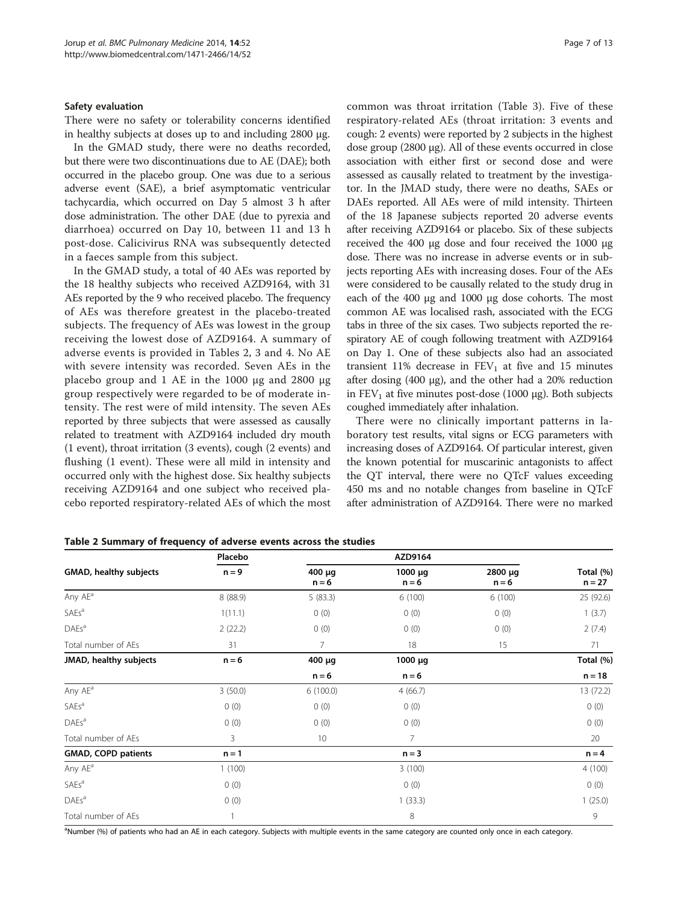### Safety evaluation

There were no safety or tolerability concerns identified in healthy subjects at doses up to and including 2800 μg.

In the GMAD study, there were no deaths recorded, but there were two discontinuations due to AE (DAE); both occurred in the placebo group. One was due to a serious adverse event (SAE), a brief asymptomatic ventricular tachycardia, which occurred on Day 5 almost 3 h after dose administration. The other DAE (due to pyrexia and diarrhoea) occurred on Day 10, between 11 and 13 h post-dose. Calicivirus RNA was subsequently detected in a faeces sample from this subject.

In the GMAD study, a total of 40 AEs was reported by the 18 healthy subjects who received AZD9164, with 31 AEs reported by the 9 who received placebo. The frequency of AEs was therefore greatest in the placebo-treated subjects. The frequency of AEs was lowest in the group receiving the lowest dose of AZD9164. A summary of adverse events is provided in Tables 2, 3 and 4. No AE with severe intensity was recorded. Seven AEs in the placebo group and 1 AE in the 1000 μg and 2800 μg group respectively were regarded to be of moderate intensity. The rest were of mild intensity. The seven AEs reported by three subjects that were assessed as causally related to treatment with AZD9164 included dry mouth (1 event), throat irritation (3 events), cough (2 events) and flushing (1 event). These were all mild in intensity and occurred only with the highest dose. Six healthy subjects receiving AZD9164 and one subject who received placebo reported respiratory-related AEs of which the most common was throat irritation (Table 3). Five of these respiratory-related AEs (throat irritation: 3 events and cough: 2 events) were reported by 2 subjects in the highest dose group (2800 μg). All of these events occurred in close association with either first or second dose and were assessed as causally related to treatment by the investigator. In the JMAD study, there were no deaths, SAEs or DAEs reported. All AEs were of mild intensity. Thirteen of the 18 Japanese subjects reported 20 adverse events after receiving AZD9164 or placebo. Six of these subjects received the 400 μg dose and four received the 1000 μg dose. There was no increase in adverse events or in subjects reporting AEs with increasing doses. Four of the AEs were considered to be causally related to the study drug in each of the 400 μg and 1000 μg dose cohorts. The most common AE was localised rash, associated with the ECG tabs in three of the six cases. Two subjects reported the respiratory AE of cough following treatment with AZD9164 on Day 1. One of these subjects also had an associated transient 11% decrease in $FEV_1$ at five and 15 minutes after dosing (400 μg), and the other had a 20% reduction in $FEV_1$ at five minutes post-dose (1000 μg). Both subjects coughed immediately after inhalation.

There were no clinically important patterns in laboratory test results, vital signs or ECG parameters with increasing doses of AZD9164. Of particular interest, given the known potential for muscarinic antagonists to affect the QT interval, there were no QTcF values exceeding 450 ms and no notable changes from baseline in QTcF after administration of AZD9164. There were no marked

**Table 2 Summary of frequency of adverse events across the studies**

| | Placebo | AZD9164 | | | |
|---|---|---|---|---|---|
| **GMAD, healthy subjects** | n = 9 | 400 μg n = 6 | 1000 μg n = 6 | 2800 μg n = 6 | Total (%) n = 27 |
| Any AE[a] | 8 (88.9) | 5 (83.3) | 6 (100) | 6 (100) | 25 (92.6) |
| SAEs[a] | 1(11.1) | 0 (0) | 0 (0) | 0 (0) | 1 (3.7) |
| DAEs[a] | 2 (22.2) | 0 (0) | 0 (0) | 0 (0) | 2 (7.4) |
| Total number of AEs | 31 | 7 | 18 | 15 | 71 |
| **JMAD, healthy subjects** | n = 6 | 400 μg n = 6 | 1000 μg n = 6 | | Total (%) n = 18 |
| Any AE[a] | 3 (50.0) | 6 (100.0) | 4 (66.7) | | 13 (72.2) |
| SAEs[a] | 0 (0) | 0 (0) | 0 (0) | | 0 (0) |
| DAEs[a] | 0 (0) | 0 (0) | 0 (0) | | 0 (0) |
| Total number of AEs | 3 | 10 | 7 | | 20 |
| **GMAD, COPD patients** | n = 1 | | n = 3 | | n = 4 |
| Any AE[a] | 1 (100) | | 3 (100) | | 4 (100) |
| SAEs[a] | 0 (0) | | 0 (0) | | 0 (0) |
| DAEs[a] | 0 (0) | | 1 (33.3) | | 1 (25.0) |
| Total number of AEs | 1 | | 8 | | 9 |

[a]Number (%) of patients who had an AE in each category. Subjects with multiple events in the same category are counted only once in each category.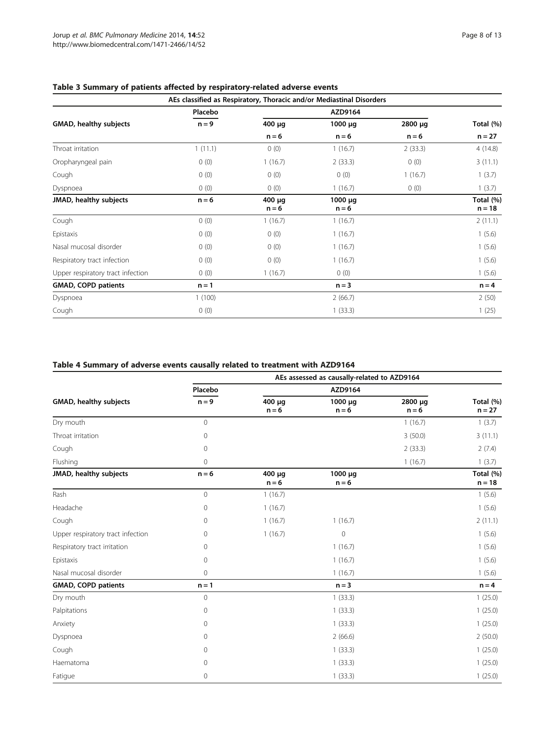### Table 3 Summary of patients affected by respiratory-related adverse events

| AEs classified as Respiratory, Thoracic and/or Mediastinal Disorders | | | | | |
|---|---|---|---|---|---|
| | Placebo | AZD9164 | | | |
| **GMAD, healthy subjects** | **n = 9** | **400 μg** | **1000 μg** | **2800 μg** | **Total (%)** |
| | | **n = 6** | **n = 6** | **n = 6** | **n = 27** |
| Throat irritation | 1 (11.1) | 0 (0) | 1 (16.7) | 2 (33.3) | 4 (14.8) |
| Oropharyngeal pain | 0 (0) | 1 (16.7) | 2 (33.3) | 0 (0) | 3 (11.1) |
| Cough | 0 (0) | 0 (0) | 0 (0) | 1 (16.7) | 1 (3.7) |
| Dyspnoea | 0 (0) | 0 (0) | 1 (16.7) | 0 (0) | 1 (3.7) |
| **JMAD, healthy subjects** | **n = 6** | **400 μg n = 6** | **1000 μg n = 6** | | **Total (%) n = 18** |
| Cough | 0 (0) | 1 (16.7) | 1 (16.7) | | 2 (11.1) |
| Epistaxis | 0 (0) | 0 (0) | 1 (16.7) | | 1 (5.6) |
| Nasal mucosal disorder | 0 (0) | 0 (0) | 1 (16.7) | | 1 (5.6) |
| Respiratory tract infection | 0 (0) | 0 (0) | 1 (16.7) | | 1 (5.6) |
| Upper respiratory tract infection | 0 (0) | 1 (16.7) | 0 (0) | | 1 (5.6) |
| **GMAD, COPD patients** | **n = 1** | | **n = 3** | | **n = 4** |
| Dyspnoea | 1 (100) | | 2 (66.7) | | 2 (50) |
| Cough | 0 (0) | | 1 (33.3) | | 1 (25) |

### Table 4 Summary of adverse events causally related to treatment with AZD9164

| | AEs assessed as causally-related to AZD9164 | | | | |
|---|---|---|---|---|---|
| | Placebo | AZD9164 | | | |
| **GMAD, healthy subjects** | **n = 9** | **400 μg n = 6** | **1000 μg n = 6** | **2800 μg n = 6** | **Total (%) n = 27** |
| Dry mouth | 0 | | | 1 (16.7) | 1 (3.7) |
| Throat irritation | 0 | | | 3 (50.0) | 3 (11.1) |
| Cough | 0 | | | 2 (33.3) | 2 (7.4) |
| Flushing | 0 | | | 1 (16.7) | 1 (3.7) |
| **JMAD, healthy subjects** | **n = 6** | **400 μg n = 6** | **1000 μg n = 6** | | **Total (%) n = 18** |
| Rash | 0 | 1 (16.7) | | | 1 (5.6) |
| Headache | 0 | 1 (16.7) | | | 1 (5.6) |
| Cough | 0 | 1 (16.7) | 1 (16.7) | | 2 (11.1) |
| Upper respiratory tract infection | 0 | 1 (16.7) | 0 | | 1 (5.6) |
| Respiratory tract irritation | 0 | | 1 (16.7) | | 1 (5.6) |
| Epistaxis | 0 | | 1 (16.7) | | 1 (5.6) |
| Nasal mucosal disorder | 0 | | 1 (16.7) | | 1 (5.6) |
| **GMAD, COPD patients** | **n = 1** | | **n = 3** | | **n = 4** |
| Dry mouth | 0 | | 1 (33.3) | | 1 (25.0) |
| Palpitations | 0 | | 1 (33.3) | | 1 (25.0) |
| Anxiety | 0 | | 1 (33.3) | | 1 (25.0) |
| Dyspnoea | 0 | | 2 (66.6) | | 2 (50.0) |
| Cough | 0 | | 1 (33.3) | | 1 (25.0) |
| Haematoma | 0 | | 1 (33.3) | | 1 (25.0) |
| Fatigue | 0 | | 1 (33.3) | | 1 (25.0) |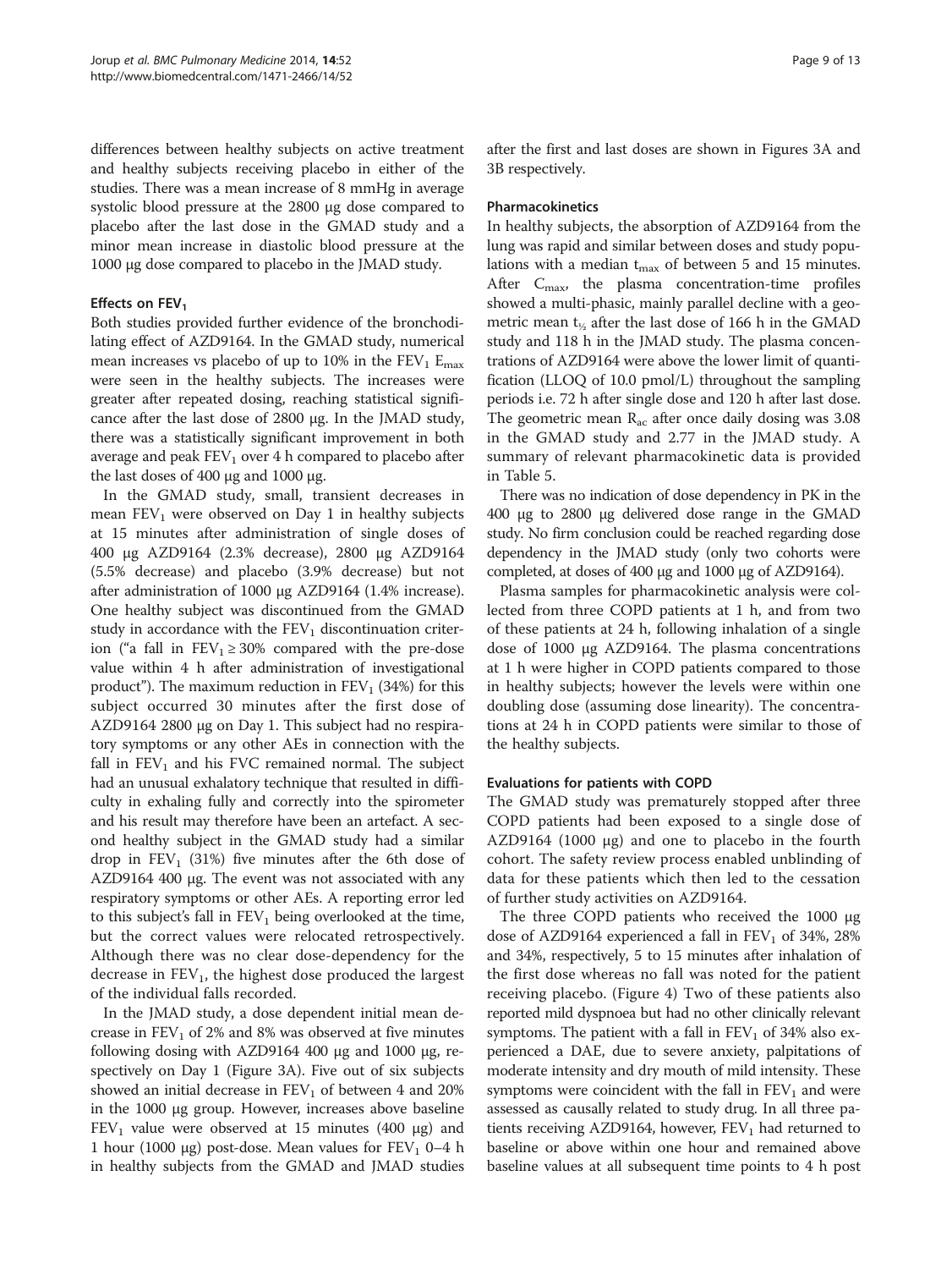differences between healthy subjects on active treatment and healthy subjects receiving placebo in either of the studies. There was a mean increase of 8 mmHg in average systolic blood pressure at the 2800 μg dose compared to placebo after the last dose in the GMAD study and a minor mean increase in diastolic blood pressure at the 1000 μg dose compared to placebo in the JMAD study.

#### Effects on $FEV_1$

Both studies provided further evidence of the bronchodilating effect of AZD9164. In the GMAD study, numerical mean increases vs placebo of up to 10% in the $FEV_1$ $E_{max}$ were seen in the healthy subjects. The increases were greater after repeated dosing, reaching statistical significance after the last dose of 2800 μg. In the JMAD study, there was a statistically significant improvement in both average and peak $FEV_1$ over 4 h compared to placebo after the last doses of 400 μg and 1000 μg.

In the GMAD study, small, transient decreases in mean $FEV_1$ were observed on Day 1 in healthy subjects at 15 minutes after administration of single doses of 400 μg AZD9164 (2.3% decrease), 2800 μg AZD9164 (5.5% decrease) and placebo (3.9% decrease) but not after administration of 1000 μg AZD9164 (1.4% increase). One healthy subject was discontinued from the GMAD study in accordance with the $FEV_1$ discontinuation criterion ("a fall in $FEV_1 \geq 30\%$ compared with the pre-dose value within 4 h after administration of investigational product"). The maximum reduction in $FEV_1$ (34%) for this subject occurred 30 minutes after the first dose of AZD9164 2800 μg on Day 1. This subject had no respiratory symptoms or any other AEs in connection with the fall in $FEV_1$ and his FVC remained normal. The subject had an unusual exhalatory technique that resulted in difficulty in exhaling fully and correctly into the spirometer and his result may therefore have been an artefact. A second healthy subject in the GMAD study had a similar drop in $FEV_1$ (31%) five minutes after the 6th dose of AZD9164 400 μg. The event was not associated with any respiratory symptoms or other AEs. A reporting error led to this subject's fall in $FEV_1$ being overlooked at the time, but the correct values were relocated retrospectively. Although there was no clear dose-dependency for the decrease in $FEV_1$, the highest dose produced the largest of the individual falls recorded.

In the JMAD study, a dose dependent initial mean decrease in $FEV_1$ of 2% and 8% was observed at five minutes following dosing with AZD9164 400 μg and 1000 μg, respectively on Day 1 (Figure 3A). Five out of six subjects showed an initial decrease in $FEV_1$ of between 4 and 20% in the 1000 μg group. However, increases above baseline $FEV_1$ value were observed at 15 minutes (400 μg) and 1 hour (1000 μg) post-dose. Mean values for $FEV_1$ 0–4 h in healthy subjects from the GMAD and JMAD studies after the first and last doses are shown in Figures 3A and 3B respectively.

#### Pharmacokinetics

In healthy subjects, the absorption of AZD9164 from the lung was rapid and similar between doses and study populations with a median $t_{max}$ of between 5 and 15 minutes. After $C_{max}$, the plasma concentration-time profiles showed a multi-phasic, mainly parallel decline with a geometric mean $t_{½}$ after the last dose of 166 h in the GMAD study and 118 h in the JMAD study. The plasma concentrations of AZD9164 were above the lower limit of quantification (LLOQ of 10.0 pmol/L) throughout the sampling periods i.e. 72 h after single dose and 120 h after last dose. The geometric mean $R_{ac}$ after once daily dosing was 3.08 in the GMAD study and 2.77 in the JMAD study. A summary of relevant pharmacokinetic data is provided in Table 5.

There was no indication of dose dependency in PK in the 400 μg to 2800 μg delivered dose range in the GMAD study. No firm conclusion could be reached regarding dose dependency in the JMAD study (only two cohorts were completed, at doses of 400 μg and 1000 μg of AZD9164).

Plasma samples for pharmacokinetic analysis were collected from three COPD patients at 1 h, and from two of these patients at 24 h, following inhalation of a single dose of 1000 μg AZD9164. The plasma concentrations at 1 h were higher in COPD patients compared to those in healthy subjects; however the levels were within one doubling dose (assuming dose linearity). The concentrations at 24 h in COPD patients were similar to those of the healthy subjects.

#### Evaluations for patients with COPD

The GMAD study was prematurely stopped after three COPD patients had been exposed to a single dose of AZD9164 (1000 μg) and one to placebo in the fourth cohort. The safety review process enabled unblinding of data for these patients which then led to the cessation of further study activities on AZD9164.

The three COPD patients who received the 1000 μg dose of AZD9164 experienced a fall in $FEV_1$ of 34%, 28% and 34%, respectively, 5 to 15 minutes after inhalation of the first dose whereas no fall was noted for the patient receiving placebo. (Figure 4) Two of these patients also reported mild dyspnoea but had no other clinically relevant symptoms. The patient with a fall in $FEV_1$ of 34% also experienced a DAE, due to severe anxiety, palpitations of moderate intensity and dry mouth of mild intensity. These symptoms were coincident with the fall in $FEV_1$ and were assessed as causally related to study drug. In all three patients receiving AZD9164, however, $FEV_1$ had returned to baseline or above within one hour and remained above baseline values at all subsequent time points to 4 h post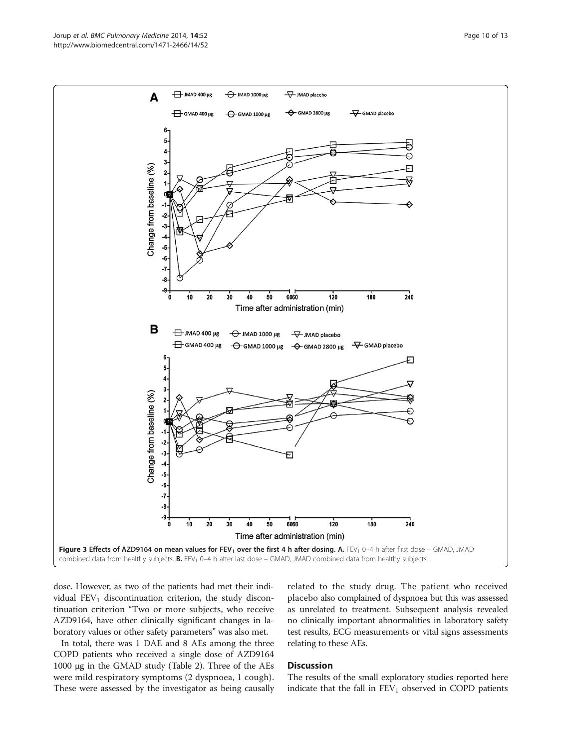Figure 3 Effects of AZD9164 on mean values for $FEV_1$ over the first 4 h after dosing. A. $FEV_1$ 0–4 h after first dose – GMAD, JMAD combined data from healthy subjects. B. $FEV_1$ 0–4 h after last dose – GMAD, JMAD combined data from healthy subjects.

dose. However, as two of the patients had met their individual $FEV_1$ discontinuation criterion, the study discontinuation criterion "Two or more subjects, who receive AZD9164, have other clinically significant changes in laboratory values or other safety parameters" was also met.

In total, there was 1 DAE and 8 AEs among the three COPD patients who received a single dose of AZD9164 1000 μg in the GMAD study (Table 2). Three of the AEs were mild respiratory symptoms (2 dyspnoea, 1 cough). These were assessed by the investigator as being causally related to the study drug. The patient who received placebo also complained of dyspnoea but this was assessed as unrelated to treatment. Subsequent analysis revealed no clinically important abnormalities in laboratory safety test results, ECG measurements or vital signs assessments relating to these AEs.

## Discussion

The results of the small exploratory studies reported here indicate that the fall in $FEV_1$ observed in COPD patients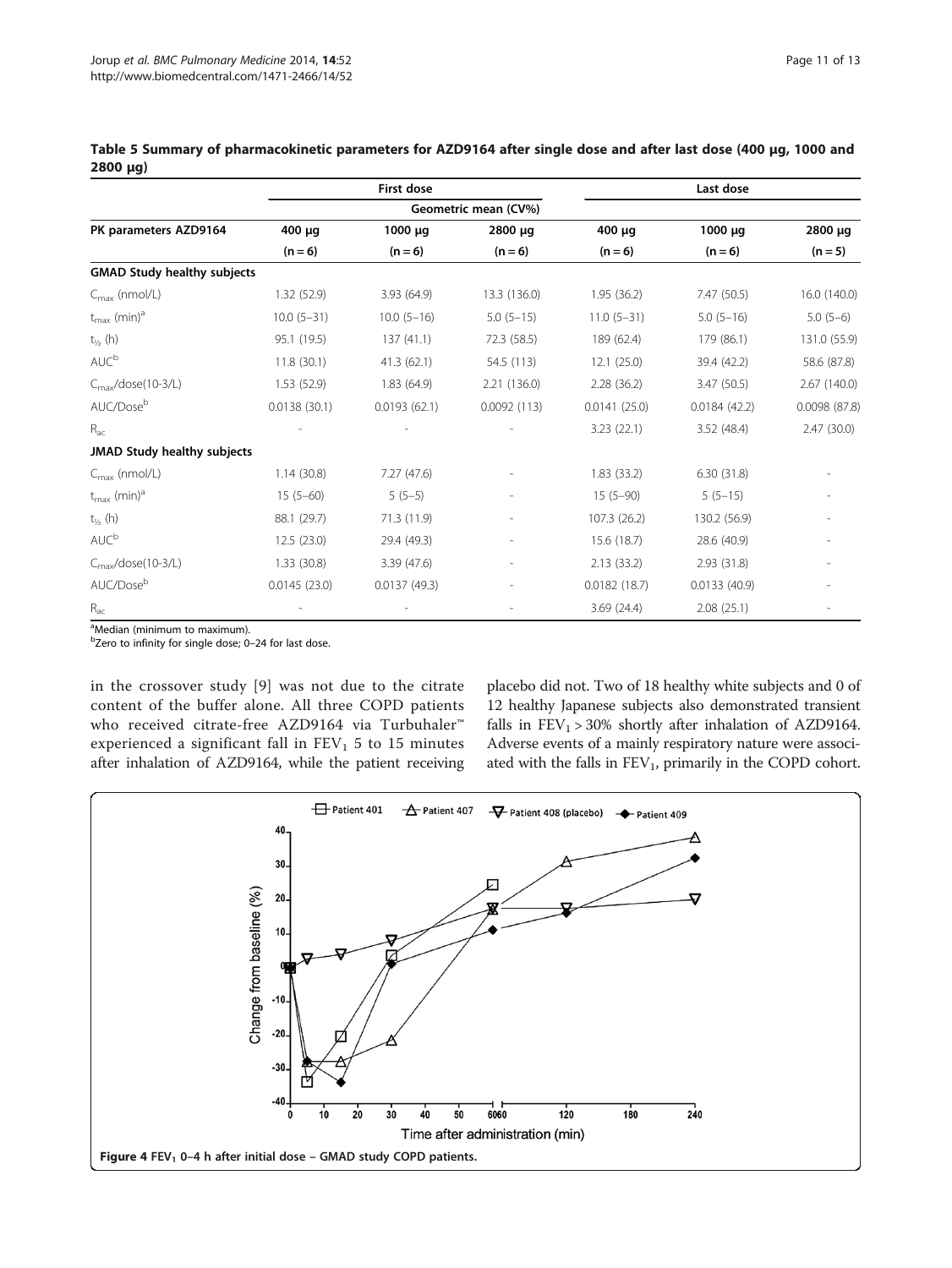**Table 5 Summary of pharmacokinetic parameters for AZD9164 after single dose and after last dose (400 μg, 1000 and 2800 μg)**

| PK parameters AZD9164 | First dose | | | Last dose | | |
|---|---|---|---|---|---|---|
| | Geometric mean (CV%) | | | | | |
| | 400 μg (n = 6) | 1000 μg (n = 6) | 2800 μg (n = 6) | 400 μg (n = 6) | 1000 μg (n = 6) | 2800 μg (n = 5) |
| **GMAD Study healthy subjects** | | | | | | |
| $C_{max}$ (nmol/L) | 1.32 (52.9) | 3.93 (64.9) | 13.3 (136.0) | 1.95 (36.2) | 7.47 (50.5) | 16.0 (140.0) |
| $t_{max}$ (min)[a] | 10.0 (5–31) | 10.0 (5–16) | 5.0 (5–15) | 11.0 (5–31) | 5.0 (5–16) | 5.0 (5–6) |
| $t_{½}$ (h) | 95.1 (19.5) | 137 (41.1) | 72.3 (58.5) | 189 (62.4) | 179 (86.1) | 131.0 (55.9) |
| AUC[b] | 11.8 (30.1) | 41.3 (62.1) | 54.5 (113) | 12.1 (25.0) | 39.4 (42.2) | 58.6 (87.8) |
| $C_{max}$/dose(10-3/L) | 1.53 (52.9) | 1.83 (64.9) | 2.21 (136.0) | 2.28 (36.2) | 3.47 (50.5) | 2.67 (140.0) |
| AUC/Dose[b] | 0.0138 (30.1) | 0.0193 (62.1) | 0.0092 (113) | 0.0141 (25.0) | 0.0184 (42.2) | 0.0098 (87.8) |
| $R_{ac}$ | - | - | - | 3.23 (22.1) | 3.52 (48.4) | 2.47 (30.0) |
| **JMAD Study healthy subjects** | | | | | | |
| $C_{max}$ (nmol/L) | 1.14 (30.8) | 7.27 (47.6) | - | 1.83 (33.2) | 6.30 (31.8) | - |
| $t_{max}$ (min)[a] | 15 (5–60) | 5 (5–5) | - | 15 (5–90) | 5 (5–15) | - |
| $t_{½}$ (h) | 88.1 (29.7) | 71.3 (11.9) | - | 107.3 (26.2) | 130.2 (56.9) | - |
| AUC[b] | 12.5 (23.0) | 29.4 (49.3) | - | 15.6 (18.7) | 28.6 (40.9) | - |
| $C_{max}$/dose(10-3/L) | 1.33 (30.8) | 3.39 (47.6) | - | 2.13 (33.2) | 2.93 (31.8) | - |
| AUC/Dose[b] | 0.0145 (23.0) | 0.0137 (49.3) | - | 0.0182 (18.7) | 0.0133 (40.9) | - |
| $R_{ac}$ | - | - | - | 3.69 (24.4) | 2.08 (25.1) | - |

[a]Median (minimum to maximum).
[b]Zero to infinity for single dose; 0–24 for last dose.

in the crossover study [9] was not due to the citrate content of the buffer alone. All three COPD patients who received citrate-free AZD9164 via Turbuhaler™ experienced a significant fall in $FEV_1$ 5 to 15 minutes after inhalation of AZD9164, while the patient receiving placebo did not. Two of 18 healthy white subjects and 0 of 12 healthy Japanese subjects also demonstrated transient falls in $FEV_1 > 30\%$ shortly after inhalation of AZD9164. Adverse events of a mainly respiratory nature were associated with the falls in $FEV_1$, primarily in the COPD cohort.

**Figure 4** $FEV_1$ 0–4 h after initial dose – GMAD study COPD patients.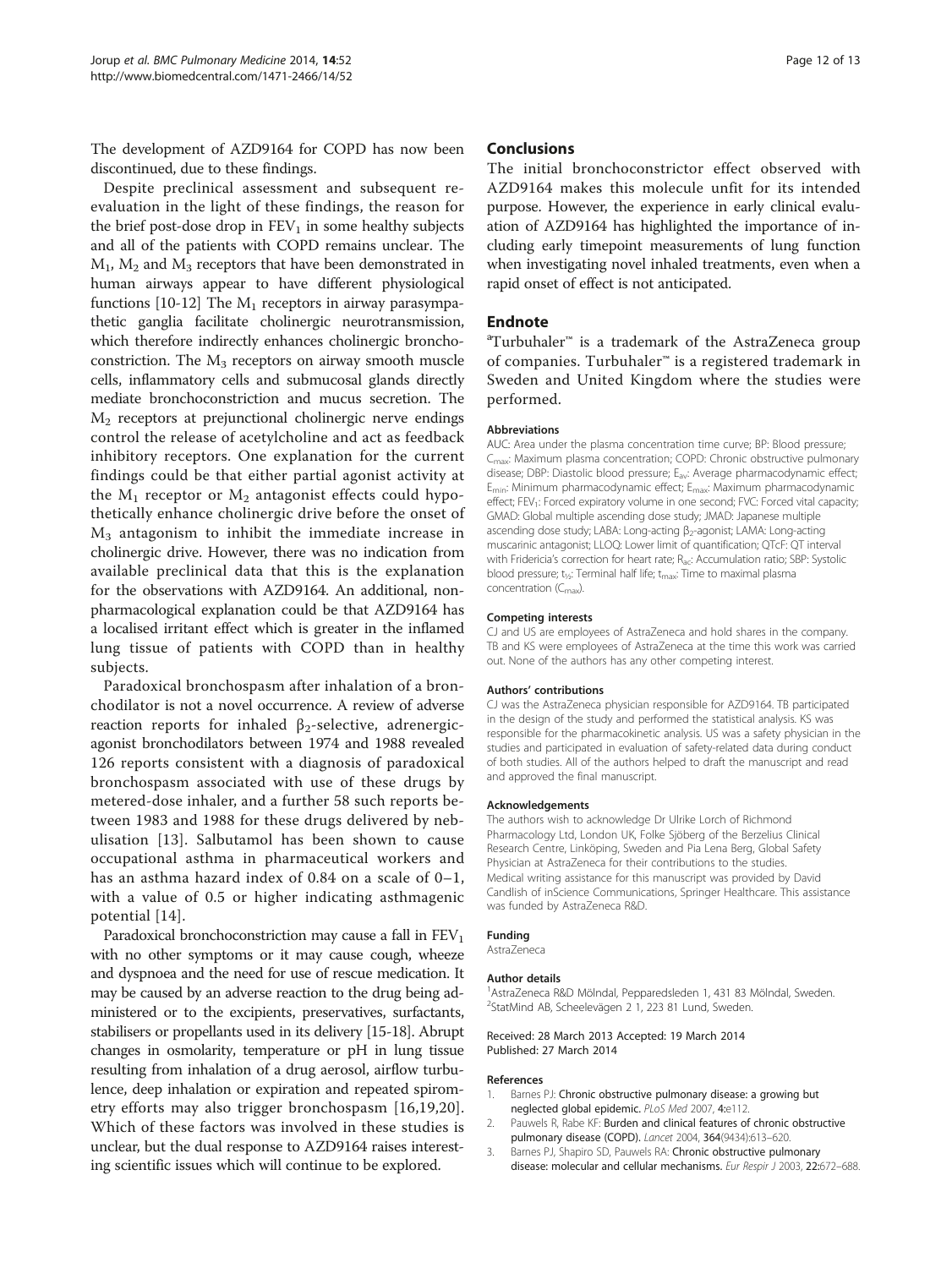The development of AZD9164 for COPD has now been discontinued, due to these findings.

Despite preclinical assessment and subsequent re-evaluation in the light of these findings, the reason for the brief post-dose drop in $FEV_1$ in some healthy subjects and all of the patients with COPD remains unclear. The $M_1$, $M_2$ and $M_3$ receptors that have been demonstrated in human airways appear to have different physiological functions [10-12] The $M_1$ receptors in airway parasympathetic ganglia facilitate cholinergic neurotransmission, which therefore indirectly enhances cholinergic bronchoconstriction. The $M_3$ receptors on airway smooth muscle cells, inflammatory cells and submucosal glands directly mediate bronchoconstriction and mucus secretion. The $M_2$ receptors at prejunctional cholinergic nerve endings control the release of acetylcholine and act as feedback inhibitory receptors. One explanation for the current findings could be that either partial agonist activity at the $M_1$ receptor or $M_2$ antagonist effects could hypothetically enhance cholinergic drive before the onset of $M_3$ antagonism to inhibit the immediate increase in cholinergic drive. However, there was no indication from available preclinical data that this is the explanation for the observations with AZD9164. An additional, non-pharmacological explanation could be that AZD9164 has a localised irritant effect which is greater in the inflamed lung tissue of patients with COPD than in healthy subjects.

Paradoxical bronchospasm after inhalation of a bronchodilator is not a novel occurrence. A review of adverse reaction reports for inhaled $\beta_2$-selective, adrenergic-agonist bronchodilators between 1974 and 1988 revealed 126 reports consistent with a diagnosis of paradoxical bronchospasm associated with use of these drugs by metered-dose inhaler, and a further 58 such reports between 1983 and 1988 for these drugs delivered by nebulisation [13]. Salbutamol has been shown to cause occupational asthma in pharmaceutical workers and has an asthma hazard index of 0.84 on a scale of 0–1, with a value of 0.5 or higher indicating asthmagenic potential [14].

Paradoxical bronchoconstriction may cause a fall in $FEV_1$ with no other symptoms or it may cause cough, wheeze and dyspnoea and the need for use of rescue medication. It may be caused by an adverse reaction to the drug being administered or to the excipients, preservatives, surfactants, stabilisers or propellants used in its delivery [15-18]. Abrupt changes in osmolarity, temperature or pH in lung tissue resulting from inhalation of a drug aerosol, airflow turbulence, deep inhalation or expiration and repeated spirometry efforts may also trigger bronchospasm [16,19,20]. Which of these factors was involved in these studies is unclear, but the dual response to AZD9164 raises interesting scientific issues which will continue to be explored.

## Conclusions

The initial bronchoconstrictor effect observed with AZD9164 makes this molecule unfit for its intended purpose. However, the experience in early clinical evaluation of AZD9164 has highlighted the importance of including early timepoint measurements of lung function when investigating novel inhaled treatments, even when a rapid onset of effect is not anticipated.

## Endnote

[a]Turbuhaler™ is a trademark of the AstraZeneca group of companies. Turbuhaler™ is a registered trademark in Sweden and United Kingdom where the studies were performed.

#### Abbreviations

AUC: Area under the plasma concentration time curve; BP: Blood pressure; $C_{max}$: Maximum plasma concentration; COPD: Chronic obstructive pulmonary disease; DBP: Diastolic blood pressure; $E_{av}$: Average pharmacodynamic effect; $E_{min}$: Minimum pharmacodynamic effect; $E_{max}$: Maximum pharmacodynamic effect; $FEV_1$: Forced expiratory volume in one second; FVC: Forced vital capacity; GMAD: Global multiple ascending dose study; JMAD: Japanese multiple ascending dose study; LABA: Long-acting $\beta_2$-agonist; LAMA: Long-acting muscarinic antagonist; LLOQ: Lower limit of quantification; QTcF: QT interval with Fridericia's correction for heart rate; $R_{ac}$: Accumulation ratio; SBP: Systolic blood pressure; $t_{½}$: Terminal half life; $t_{max}$: Time to maximal plasma concentration ($C_{max}$).

#### Competing interests

CJ and US are employees of AstraZeneca and hold shares in the company. TB and KS were employees of AstraZeneca at the time this work was carried out. None of the authors has any other competing interest.

#### Authors' contributions

CJ was the AstraZeneca physician responsible for AZD9164. TB participated in the design of the study and performed the statistical analysis. KS was responsible for the pharmacokinetic analysis. US was a safety physician in the studies and participated in evaluation of safety-related data during conduct of both studies. All of the authors helped to draft the manuscript and read and approved the final manuscript.

#### Acknowledgements

The authors wish to acknowledge Dr Ulrike Lorch of Richmond Pharmacology Ltd, London UK, Folke Sjöberg of the Berzelius Clinical Research Centre, Linköping, Sweden and Pia Lena Berg, Global Safety Physician at AstraZeneca for their contributions to the studies. Medical writing assistance for this manuscript was provided by David Candlish of inScience Communications, Springer Healthcare. This assistance was funded by AstraZeneca R&D.

#### Funding

AstraZeneca

#### Author details

[1]AstraZeneca R&D Mölndal, Pepparedsleden 1, 431 83 Mölndal, Sweden. [2]StatMind AB, Scheelevägen 2 1, 223 81 Lund, Sweden.

Received: 28 March 2013 Accepted: 19 March 2014
Published: 27 March 2014

#### References

1. Barnes PJ: **Chronic obstructive pulmonary disease: a growing but neglected global epidemic.** *PLoS Med* 2007, **4:**e112.
2. Pauwels R, Rabe KF: **Burden and clinical features of chronic obstructive pulmonary disease (COPD).** *Lancet* 2004, **364**(9434):613–620.
3. Barnes PJ, Shapiro SD, Pauwels RA: **Chronic obstructive pulmonary disease: molecular and cellular mechanisms.** *Eur Respir J* 2003, **22:**672–688.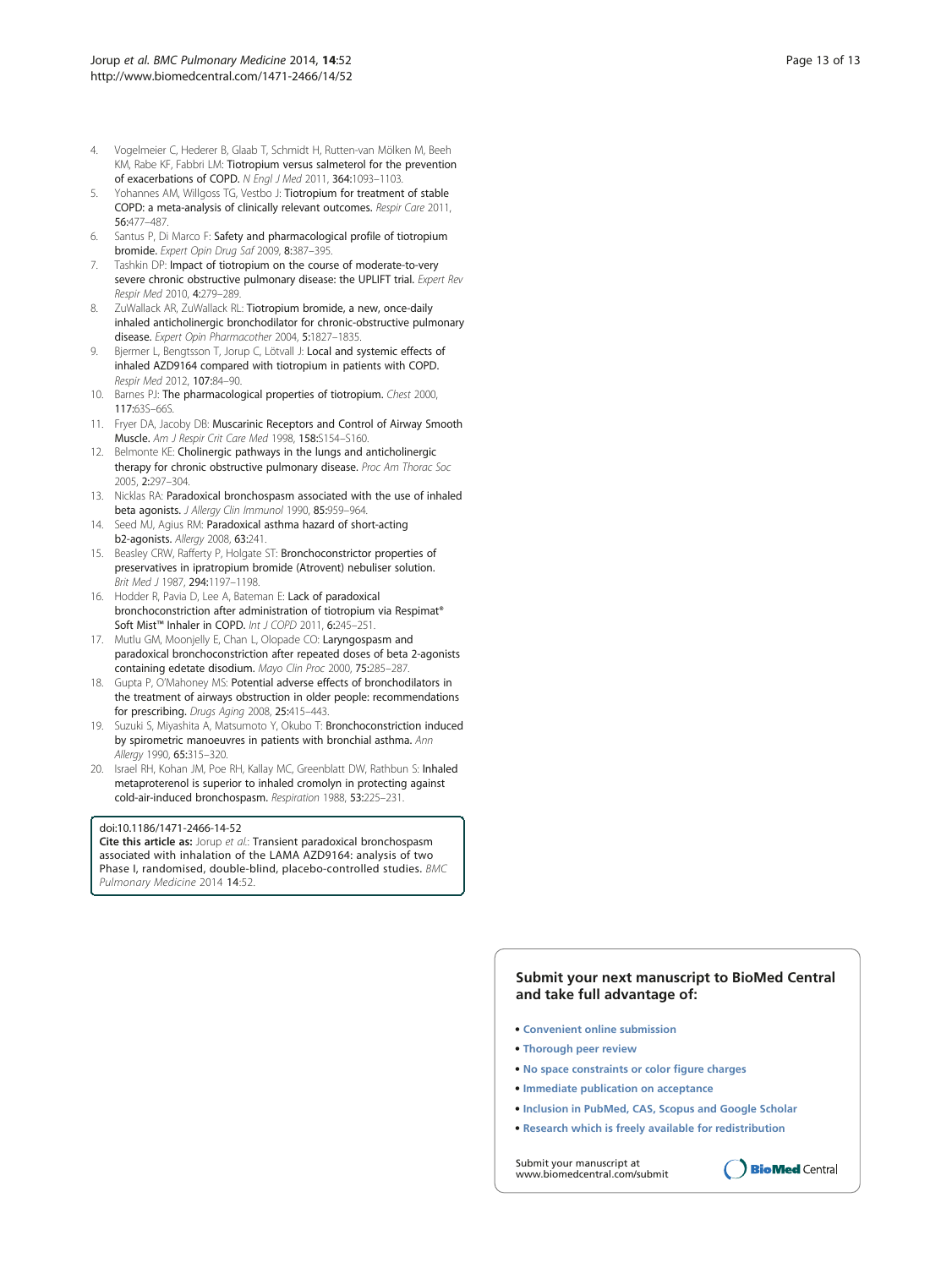4. Vogelmeier C, Hederer B, Glaab T, Schmidt H, Rutten-van Mölken M, Beeh KM, Rabe KF, Fabbri LM: **Tiotropium versus salmeterol for the prevention of exacerbations of COPD.** *N Engl J Med* 2011, **364:**1093–1103.
5. Yohannes AM, Willgoss TG, Vestbo J: **Tiotropium for treatment of stable COPD: a meta-analysis of clinically relevant outcomes.** *Respir Care* 2011, **56:**477–487.
6. Santus P, Di Marco F: **Safety and pharmacological profile of tiotropium bromide.** *Expert Opin Drug Saf* 2009, **8:**387–395.
7. Tashkin DP: **Impact of tiotropium on the course of moderate-to-very severe chronic obstructive pulmonary disease: the UPLIFT trial.** *Expert Rev Respir Med* 2010, **4:**279–289.
8. ZuWallack AR, ZuWallack RL: **Tiotropium bromide, a new, once-daily inhaled anticholinergic bronchodilator for chronic-obstructive pulmonary disease.** *Expert Opin Pharmacother* 2004, **5:**1827–1835.
9. Bjermer L, Bengtsson T, Jorup C, Lötvall J: **Local and systemic effects of inhaled AZD9164 compared with tiotropium in patients with COPD.** *Respir Med* 2012, **107:**84–90.
10. Barnes PJ: **The pharmacological properties of tiotropium.** *Chest* 2000, **117:**63S–66S.
11. Fryer DA, Jacoby DB: **Muscarinic Receptors and Control of Airway Smooth Muscle.** *Am J Respir Crit Care Med* 1998, **158:**S154–S160.
12. Belmonte KE: **Cholinergic pathways in the lungs and anticholinergic therapy for chronic obstructive pulmonary disease.** *Proc Am Thorac Soc* 2005, **2:**297–304.
13. Nicklas RA: **Paradoxical bronchospasm associated with the use of inhaled beta agonists.** *J Allergy Clin Immunol* 1990, **85:**959–964.
14. Seed MJ, Agius RM: **Paradoxical asthma hazard of short-acting b2-agonists.** *Allergy* 2008, **63:**241.
15. Beasley CRW, Rafferty P, Holgate ST: **Bronchoconstrictor properties of preservatives in ipratropium bromide (Atrovent) nebuliser solution.** *Brit Med J* 1987, **294:**1197–1198.
16. Hodder R, Pavia D, Lee A, Bateman E: **Lack of paradoxical bronchoconstriction after administration of tiotropium via Respimat® Soft Mist™ Inhaler in COPD.** *Int J COPD* 2011, **6:**245–251.
17. Mutlu GM, Moonjelly E, Chan L, Olopade CO: **Laryngospasm and paradoxical bronchoconstriction after repeated doses of beta 2-agonists containing edetate disodium.** *Mayo Clin Proc* 2000, **75:**285–287.
18. Gupta P, O'Mahoney MS: **Potential adverse effects of bronchodilators in the treatment of airways obstruction in older people: recommendations for prescribing.** *Drugs Aging* 2008, **25:**415–443.
19. Suzuki S, Miyashita A, Matsumoto Y, Okubo T: **Bronchoconstriction induced by spirometric manoeuvres in patients with bronchial asthma.** *Ann Allergy* 1990, **65:**315–320.
20. Israel RH, Kohan JM, Poe RH, Kallay MC, Greenblatt DW, Rathbun S: **Inhaled metaproterenol is superior to inhaled cromolyn in protecting against cold-air-induced bronchospasm.** *Respiration* 1988, **53:**225–231.

doi:10.1186/1471-2466-14-52

**Cite this article as:** Jorup *et al.*: Transient paradoxical bronchospasm associated with inhalation of the LAMA AZD9164: analysis of two Phase I, randomised, double-blind, placebo-controlled studies. *BMC Pulmonary Medicine* 2014 **14**:52.

**Submit your next manuscript to BioMed Central and take full advantage of:**

- **Convenient online submission**
- **Thorough peer review**
- **No space constraints or color figure charges**
- **Immediate publication on acceptance**
- **Inclusion in PubMed, CAS, Scopus and Google Scholar**
- **Research which is freely available for redistribution**

Submit your manuscript at
www.biomedcentral.com/submit

BioMed Central